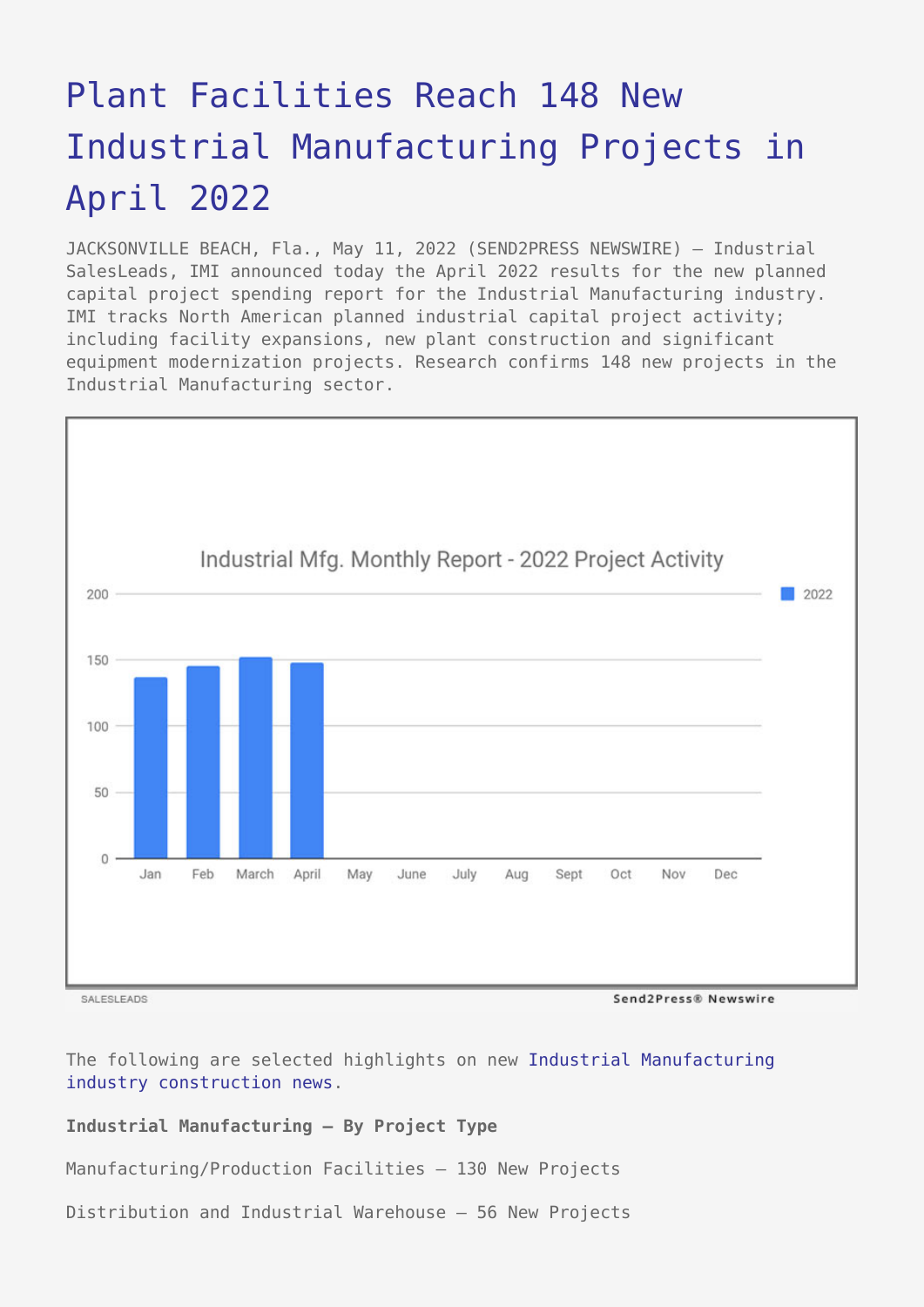# Plant Facilities Reach 148 New Industrial Manufacturing Projects in April 2022

JACKSONVILLE BEACH, Fla., May 11, 2022 (SEND2PRESS NEWSWIRE) — Industrial SalesLeads, IMI announced today the April 2022 results for the new planned capital project spending report for the Industrial Manufacturing industry. IMI tracks North American planned industrial capital project activity; including facility expansions, new plant construction and significant equipment modernization projects. Research confirms 148 new projects in the Industrial Manufacturing sector.

The following are selected highlights on new Industrial Manufacturing industry construction news.

**Industrial Manufacturing – By Project Type**

Manufacturing/Production Facilities – 130 New Projects

Distribution and Industrial Warehouse – 56 New Projects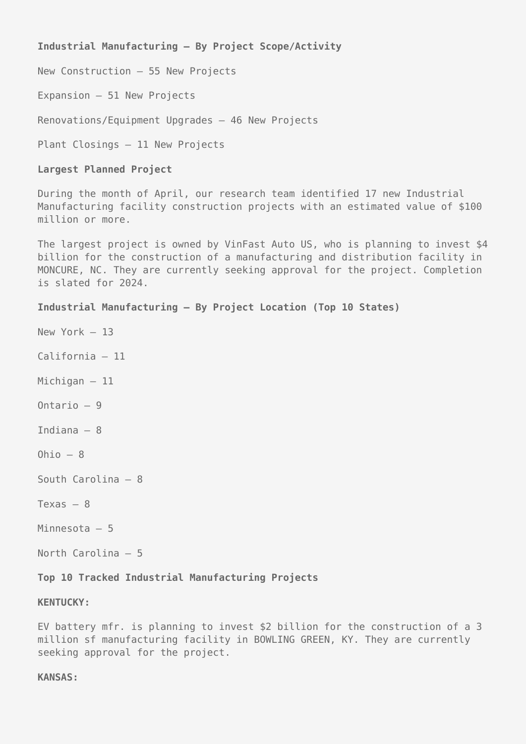**Industrial Manufacturing – By Project Scope/Activity**

New Construction – 55 New Projects

Expansion – 51 New Projects

Renovations/Equipment Upgrades – 46 New Projects

Plant Closings – 11 New Projects

**Largest Planned Project**

During the month of April, our research team identified 17 new Industrial Manufacturing facility construction projects with an estimated value of $100 million or more.

The largest project is owned by VinFast Auto US, who is planning to invest $4 billion for the construction of a manufacturing and distribution facility in MONCURE, NC. They are currently seeking approval for the project. Completion is slated for 2024.

**Industrial Manufacturing – By Project Location (Top 10 States)**

New York – 13

California – 11

Michigan – 11

Ontario – 9

Indiana – 8

Ohio – 8

South Carolina – 8

Texas – 8

Minnesota – 5

North Carolina – 5

**Top 10 Tracked Industrial Manufacturing Projects**

**KENTUCKY:**

EV battery mfr. is planning to invest $2 billion for the construction of a 3 million sf manufacturing facility in BOWLING GREEN, KY. They are currently seeking approval for the project.

**KANSAS:**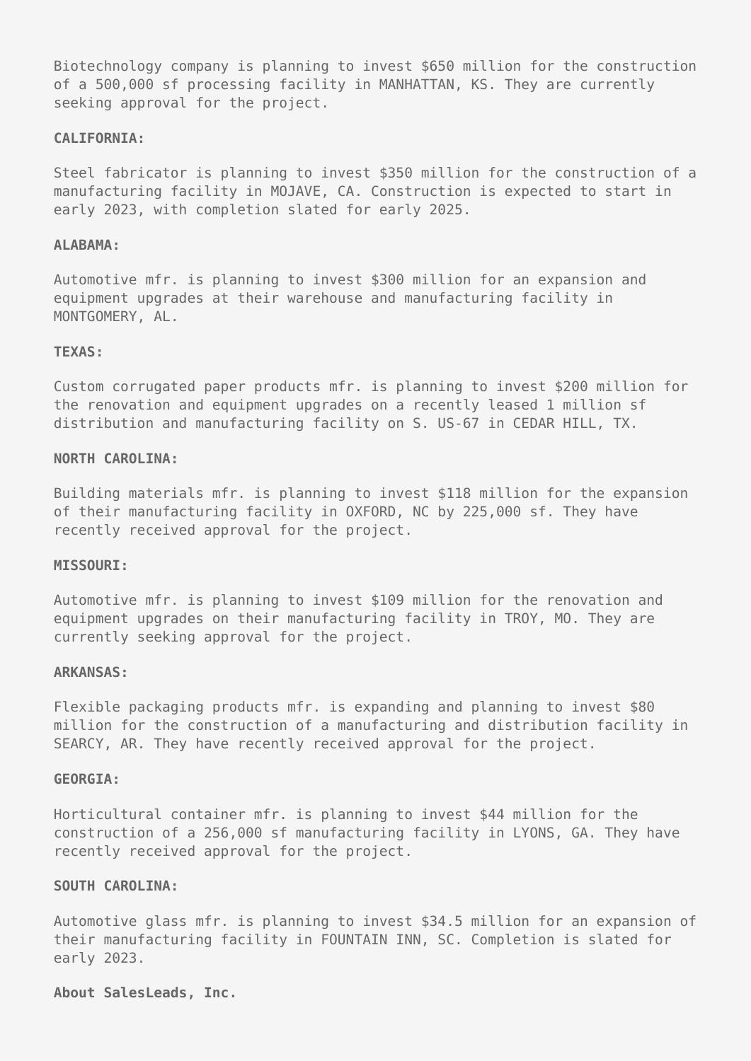Biotechnology company is planning to invest $650 million for the construction of a 500,000 sf processing facility in MANHATTAN, KS. They are currently seeking approval for the project.

**CALIFORNIA:**

Steel fabricator is planning to invest $350 million for the construction of a manufacturing facility in MOJAVE, CA. Construction is expected to start in early 2023, with completion slated for early 2025.

**ALABAMA:**

Automotive mfr. is planning to invest $300 million for an expansion and equipment upgrades at their warehouse and manufacturing facility in MONTGOMERY, AL.

**TEXAS:**

Custom corrugated paper products mfr. is planning to invest $200 million for the renovation and equipment upgrades on a recently leased 1 million sf distribution and manufacturing facility on S. US-67 in CEDAR HILL, TX.

**NORTH CAROLINA:**

Building materials mfr. is planning to invest $118 million for the expansion of their manufacturing facility in OXFORD, NC by 225,000 sf. They have recently received approval for the project.

**MISSOURI:**

Automotive mfr. is planning to invest $109 million for the renovation and equipment upgrades on their manufacturing facility in TROY, MO. They are currently seeking approval for the project.

**ARKANSAS:**

Flexible packaging products mfr. is expanding and planning to invest $80 million for the construction of a manufacturing and distribution facility in SEARCY, AR. They have recently received approval for the project.

**GEORGIA:**

Horticultural container mfr. is planning to invest $44 million for the construction of a 256,000 sf manufacturing facility in LYONS, GA. They have recently received approval for the project.

**SOUTH CAROLINA:**

Automotive glass mfr. is planning to invest $34.5 million for an expansion of their manufacturing facility in FOUNTAIN INN, SC. Completion is slated for early 2023.

**About SalesLeads, Inc.**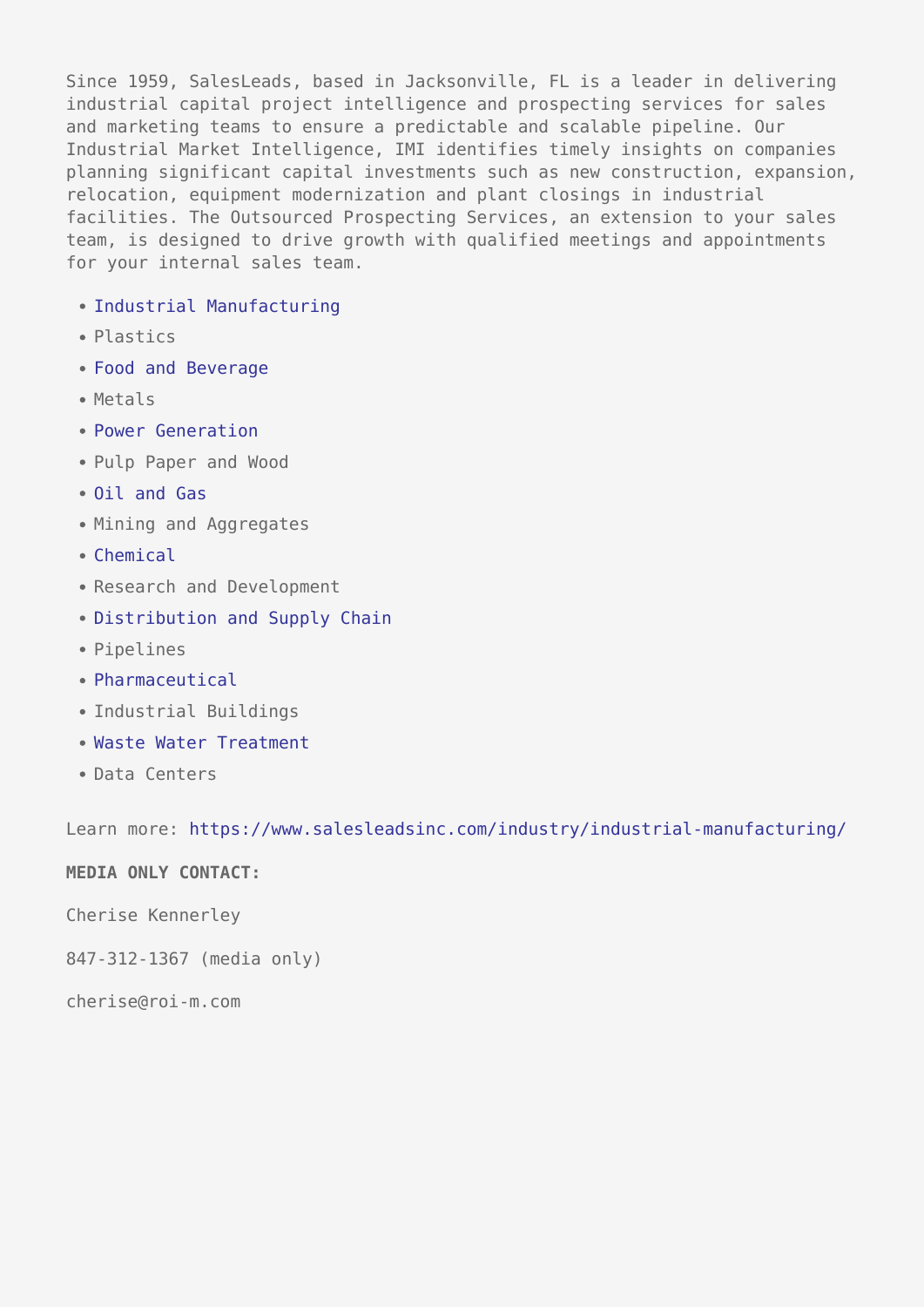Since 1959, SalesLeads, based in Jacksonville, FL is a leader in delivering industrial capital project intelligence and prospecting services for sales and marketing teams to ensure a predictable and scalable pipeline. Our Industrial Market Intelligence, IMI identifies timely insights on companies planning significant capital investments such as new construction, expansion, relocation, equipment modernization and plant closings in industrial facilities. The Outsourced Prospecting Services, an extension to your sales team, is designed to drive growth with qualified meetings and appointments for your internal sales team.

- Industrial Manufacturing
- Plastics
- Food and Beverage
- Metals
- Power Generation
- Pulp Paper and Wood
- Oil and Gas
- Mining and Aggregates
- Chemical
- Research and Development
- Distribution and Supply Chain
- Pipelines
- Pharmaceutical
- Industrial Buildings
- Waste Water Treatment
- Data Centers

Learn more: https://www.salesleadsinc.com/industry/industrial-manufacturing/

**MEDIA ONLY CONTACT:**

Cherise Kennerley

847-312-1367 (media only)

cherise@roi-m.com